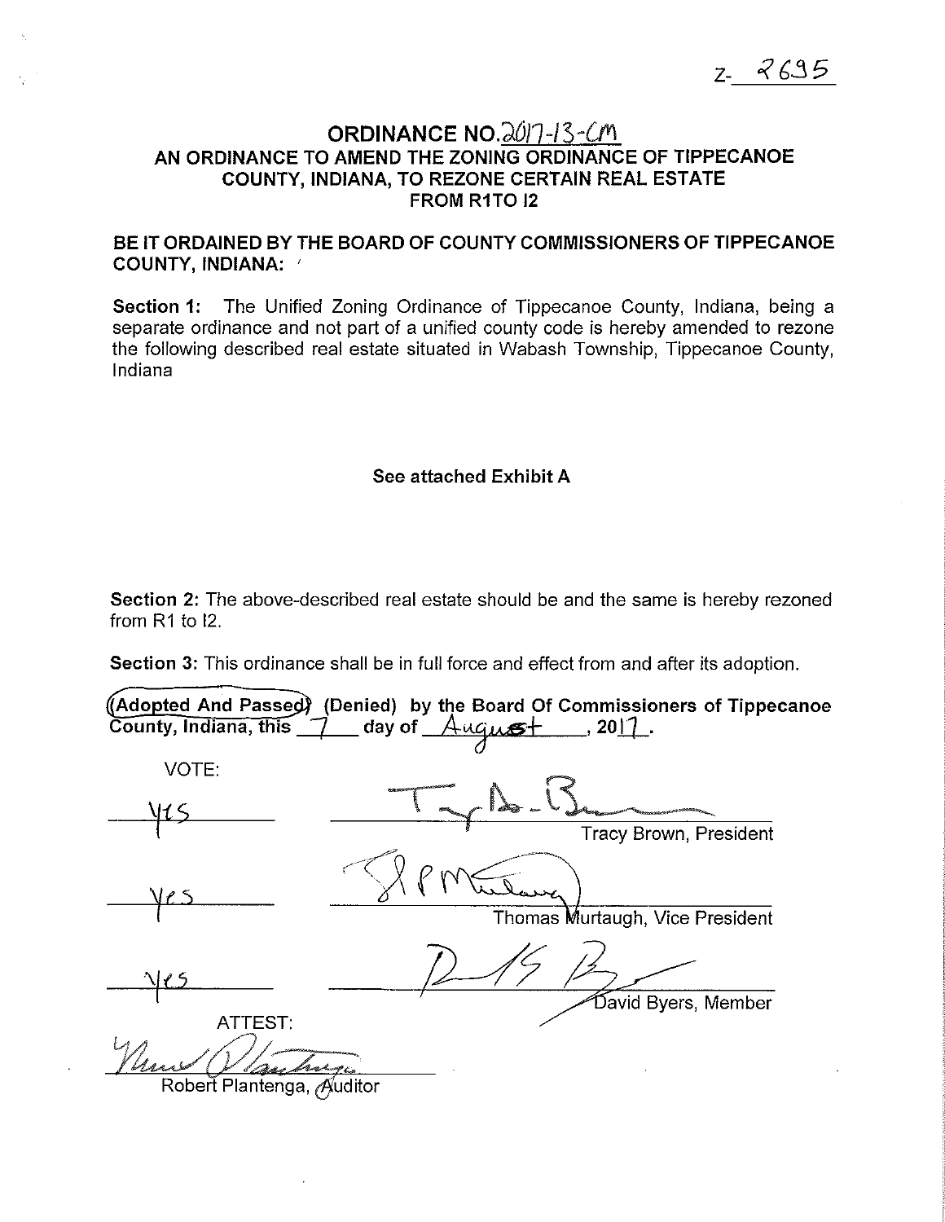Z- 2695

# ORDINANCE NO. 2017-13-CM

## AN ORDINANCE TO AMEND THE ZONING ORDINANCE OF TIPPECANOE COUNTY, INDIANA, TO REZONE CERTAIN REAL ESTATE FROM R1TO I2

**BE IT ORDAINED BY THE BOARD OF COUNTY COMMISSIONERS OF TIPPECANOE COUNTY, INDIANA:**

**Section 1:** The Unified Zoning Ordinance of Tippecanoe County, Indiana, being a separate ordinance and not part of a unified county code is hereby amended to rezone the following described real estate situated in Wabash Township, Tippecanoe County, Indiana

**See attached Exhibit A**

**Section 2:** The above-described real estate should be and the same is hereby rezoned from R1 to I2.

**Section 3:** This ordinance shall be in full force and effect from and after its adoption.

**(Adopted And Passed) (Denied) by the Board Of Commissioners of Tippecanoe County, Indiana, this 7 day of August, 2017.**

VOTE:

| | |
|---|---|
| Yes | Tracy Brown, President |
| Yes | Thomas Murtaugh, Vice President |
| Yes | David Byers, Member |

ATTEST:

Robert Plantenga, Auditor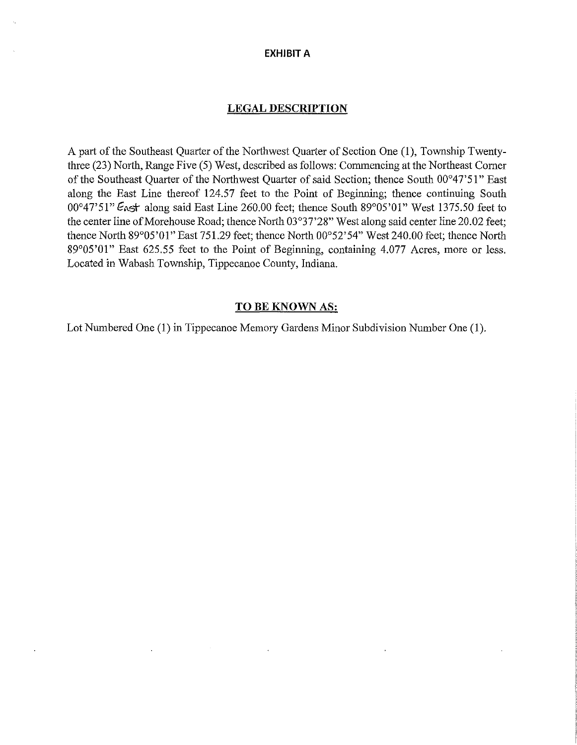**EXHIBIT A**

## LEGAL DESCRIPTION

A part of the Southeast Quarter of the Northwest Quarter of Section One (1), Township Twenty-three (23) North, Range Five (5) West, described as follows: Commencing at the Northeast Corner of the Southeast Quarter of the Northwest Quarter of said Section; thence South 00°47'51" East along the East Line thereof 124.57 feet to the Point of Beginning; thence continuing South 00°47'51" East along said East Line 260.00 feet; thence South 89°05'01" West 1375.50 feet to the center line of Morehouse Road; thence North 03°37'28" West along said center line 20.02 feet; thence North 89°05'01" East 751.29 feet; thence North 00°52'54" West 240.00 feet; thence North 89°05'01" East 625.55 feet to the Point of Beginning, containing 4.077 Acres, more or less. Located in Wabash Township, Tippecanoe County, Indiana.

## TO BE KNOWN AS:

Lot Numbered One (1) in Tippecanoe Memory Gardens Minor Subdivision Number One (1).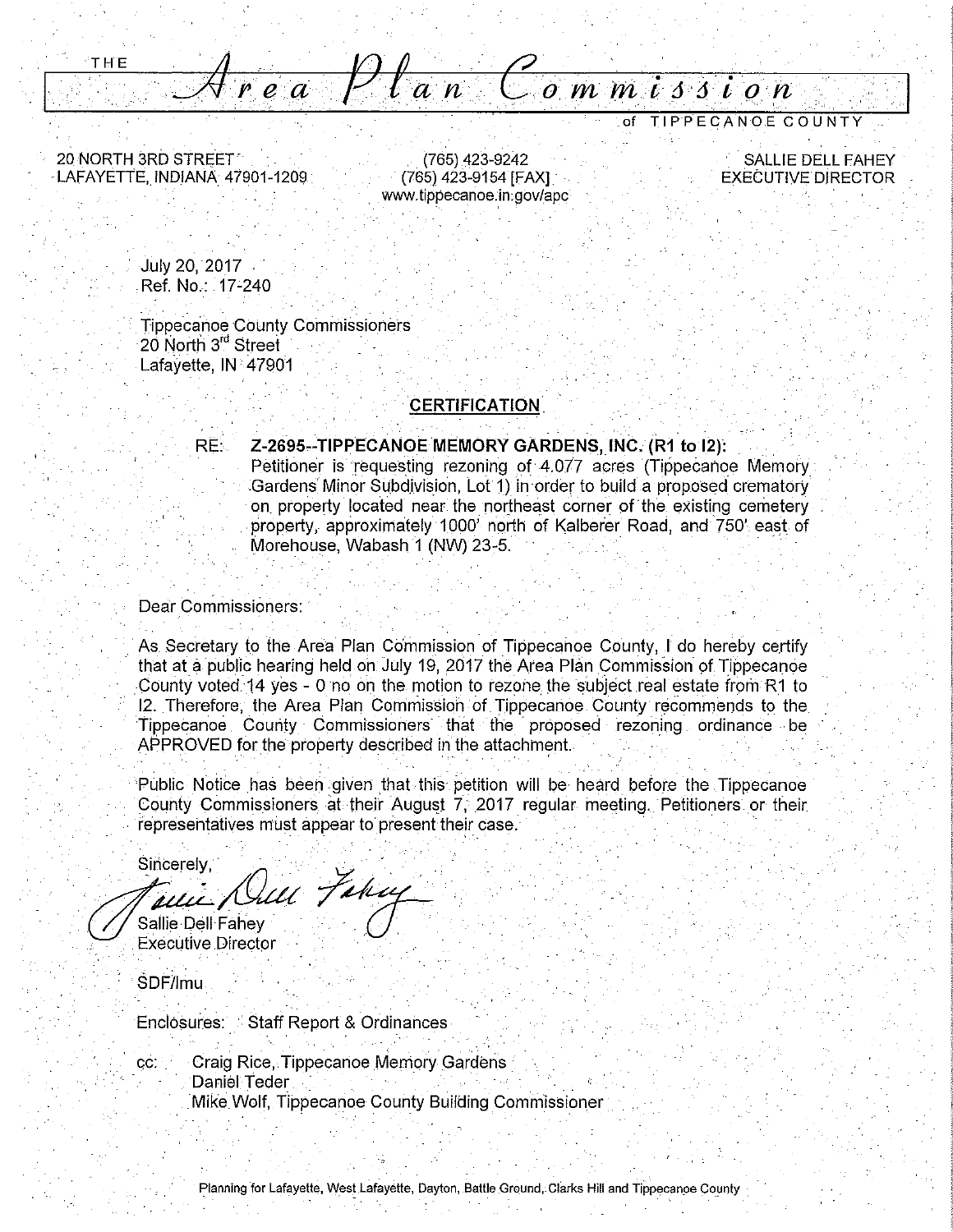# THE Area Plan Commission

of TIPPECANOE COUNTY

20 NORTH 3RD STREET
LAFAYETTE, INDIANA 47901-1209

(765) 423-9242
(765) 423-9154 [FAX]
www.tippecanoe.in.gov/apc

SALLIE DELL FAHEY
EXECUTIVE DIRECTOR

July 20, 2017
Ref. No.: 17-240

Tippecanoe County Commissioners
20 North 3rd Street
Lafayette, IN 47901

**CERTIFICATION**

RE: **Z-2695--TIPPECANOE MEMORY GARDENS, INC. (R1 to I2):**
Petitioner is requesting rezoning of 4.077 acres (Tippecanoe Memory Gardens Minor Subdivision, Lot 1) in order to build a proposed crematory on property located near the northeast corner of the existing cemetery property, approximately 1000' north of Kalberer Road, and 750' east of Morehouse, Wabash 1 (NW) 23-5.

Dear Commissioners:

As Secretary to the Area Plan Commission of Tippecanoe County, I do hereby certify that at a public hearing held on July 19, 2017 the Area Plan Commission of Tippecanoe County voted 14 yes - 0 no on the motion to rezone the subject real estate from R1 to I2. Therefore, the Area Plan Commission of Tippecanoe County recommends to the Tippecanoe County Commissioners that the proposed rezoning ordinance be APPROVED for the property described in the attachment.

Public Notice has been given that this petition will be heard before the Tippecanoe County Commissioners at their August 7, 2017 regular meeting. Petitioners or their representatives must appear to present their case.

Sincerely,

Sallie Dell Fahey
Executive Director

SDF/lmu

Enclosures: Staff Report & Ordinances

cc: Craig Rice, Tippecanoe Memory Gardens
Daniel Teder
Mike Wolf, Tippecanoe County Building Commissioner

Planning for Lafayette, West Lafayette, Dayton, Battle Ground, Clarks Hill and Tippecanoe County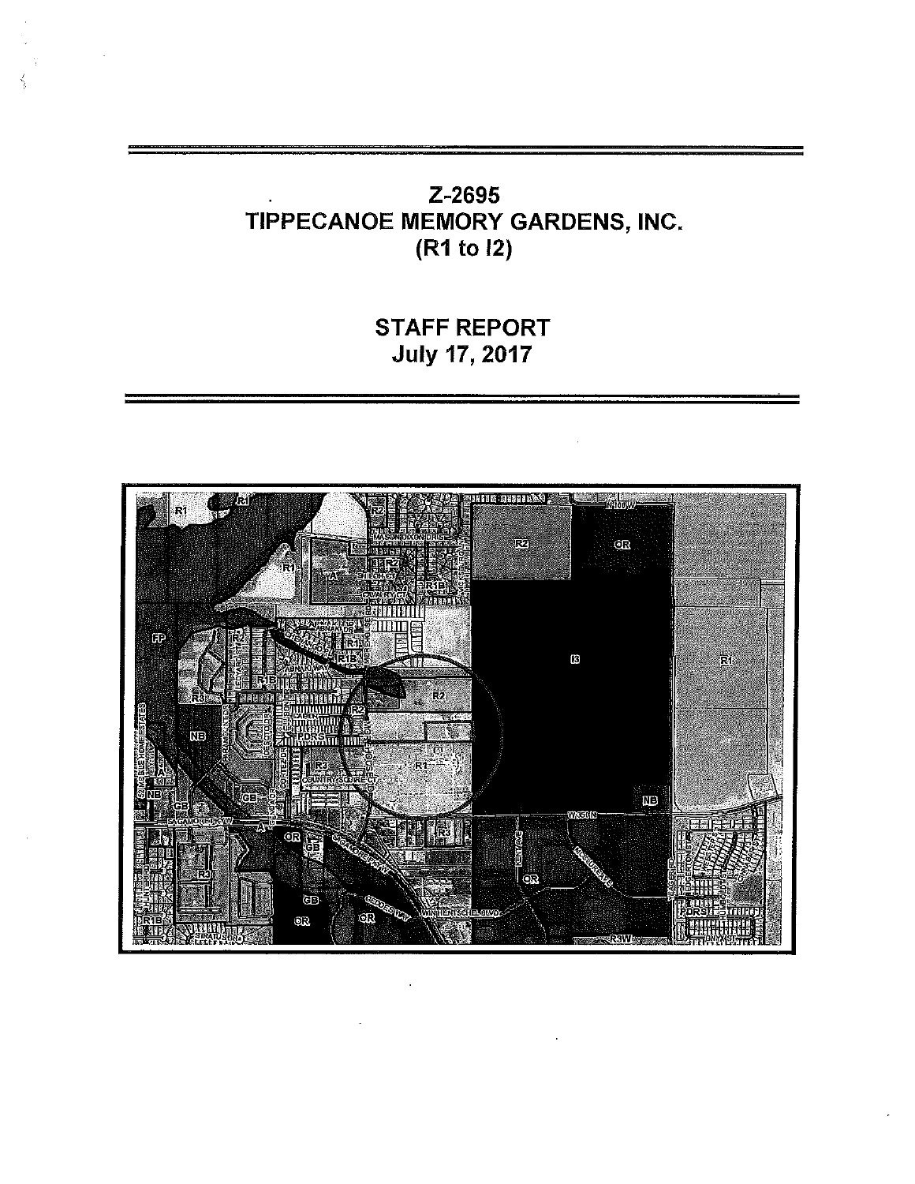# Z-2695
# TIPPECANOE MEMORY GARDENS, INC.
# (R1 to I2)

## STAFF REPORT
## July 17, 2017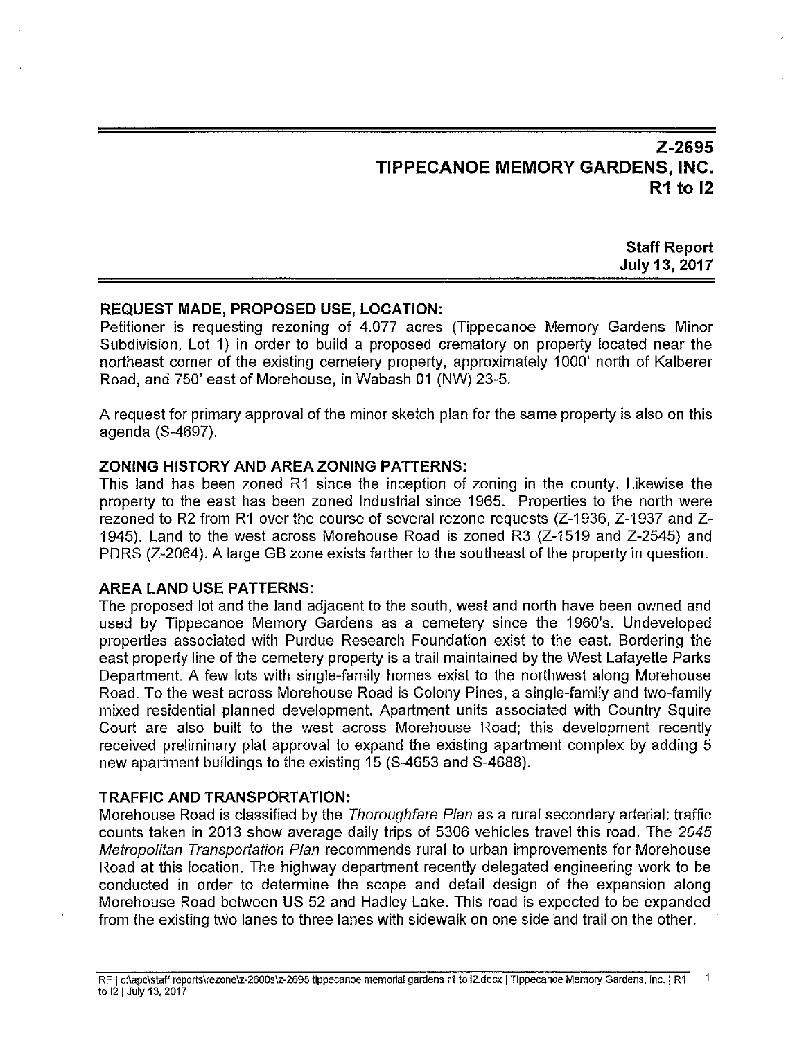# Z-2695
# TIPPECANOE MEMORY GARDENS, INC.
# R1 to I2

**Staff Report**
**July 13, 2017**

## REQUEST MADE, PROPOSED USE, LOCATION:

Petitioner is requesting rezoning of 4.077 acres (Tippecanoe Memory Gardens Minor Subdivision, Lot 1) in order to build a proposed crematory on property located near the northeast corner of the existing cemetery property, approximately 1000' north of Kalberer Road, and 750' east of Morehouse, in Wabash 01 (NW) 23-5.

A request for primary approval of the minor sketch plan for the same property is also on this agenda (S-4697).

## ZONING HISTORY AND AREA ZONING PATTERNS:

This land has been zoned R1 since the inception of zoning in the county. Likewise the property to the east has been zoned Industrial since 1965. Properties to the north were rezoned to R2 from R1 over the course of several rezone requests (Z-1936, Z-1937 and Z-1945). Land to the west across Morehouse Road is zoned R3 (Z-1519 and Z-2545) and PDRS (Z-2064). A large GB zone exists farther to the southeast of the property in question.

## AREA LAND USE PATTERNS:

The proposed lot and the land adjacent to the south, west and north have been owned and used by Tippecanoe Memory Gardens as a cemetery since the 1960's. Undeveloped properties associated with Purdue Research Foundation exist to the east. Bordering the east property line of the cemetery property is a trail maintained by the West Lafayette Parks Department. A few lots with single-family homes exist to the northwest along Morehouse Road. To the west across Morehouse Road is Colony Pines, a single-family and two-family mixed residential planned development. Apartment units associated with Country Squire Court are also built to the west across Morehouse Road; this development recently received preliminary plat approval to expand the existing apartment complex by adding 5 new apartment buildings to the existing 15 (S-4653 and S-4688).

## TRAFFIC AND TRANSPORTATION:

Morehouse Road is classified by the *Thoroughfare Plan* as a rural secondary arterial: traffic counts taken in 2013 show average daily trips of 5306 vehicles travel this road. The *2045 Metropolitan Transportation Plan* recommends rural to urban improvements for Morehouse Road at this location. The highway department recently delegated engineering work to be conducted in order to determine the scope and detail design of the expansion along Morehouse Road between US 52 and Hadley Lake. This road is expected to be expanded from the existing two lanes to three lanes with sidewalk on one side and trail on the other.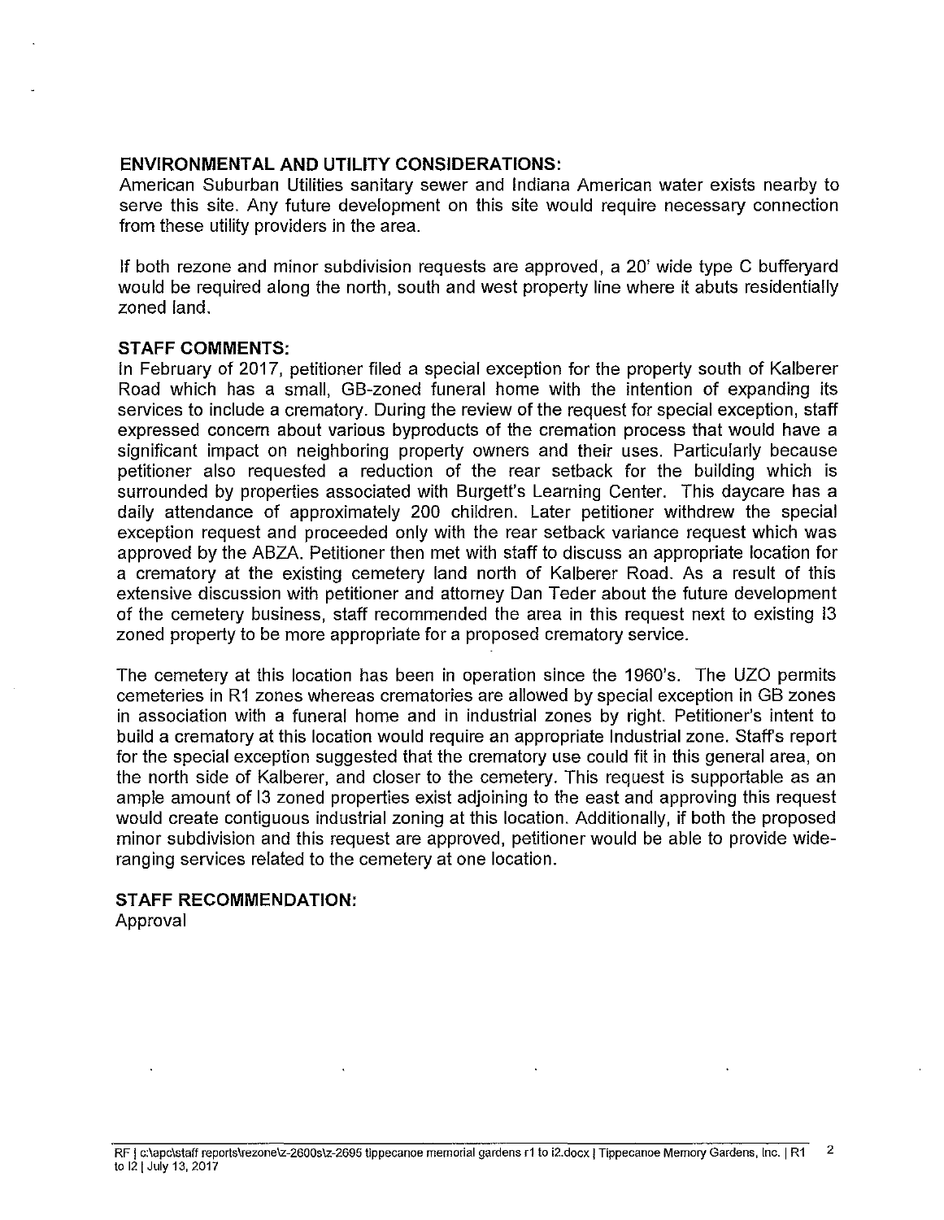**ENVIRONMENTAL AND UTILITY CONSIDERATIONS:**

American Suburban Utilities sanitary sewer and Indiana American water exists nearby to serve this site. Any future development on this site would require necessary connection from these utility providers in the area.

If both rezone and minor subdivision requests are approved, a 20' wide type C bufferyard would be required along the north, south and west property line where it abuts residentially zoned land.

**STAFF COMMENTS:**

In February of 2017, petitioner filed a special exception for the property south of Kalberer Road which has a small, GB-zoned funeral home with the intention of expanding its services to include a crematory. During the review of the request for special exception, staff expressed concern about various byproducts of the cremation process that would have a significant impact on neighboring property owners and their uses. Particularly because petitioner also requested a reduction of the rear setback for the building which is surrounded by properties associated with Burgett's Learning Center. This daycare has a daily attendance of approximately 200 children. Later petitioner withdrew the special exception request and proceeded only with the rear setback variance request which was approved by the ABZA. Petitioner then met with staff to discuss an appropriate location for a crematory at the existing cemetery land north of Kalberer Road. As a result of this extensive discussion with petitioner and attorney Dan Teder about the future development of the cemetery business, staff recommended the area in this request next to existing I3 zoned property to be more appropriate for a proposed crematory service.

The cemetery at this location has been in operation since the 1960's. The UZO permits cemeteries in R1 zones whereas crematories are allowed by special exception in GB zones in association with a funeral home and in industrial zones by right. Petitioner's intent to build a crematory at this location would require an appropriate Industrial zone. Staff's report for the special exception suggested that the crematory use could fit in this general area, on the north side of Kalberer, and closer to the cemetery. This request is supportable as an ample amount of I3 zoned properties exist adjoining to the east and approving this request would create contiguous industrial zoning at this location. Additionally, if both the proposed minor subdivision and this request are approved, petitioner would be able to provide wide-ranging services related to the cemetery at one location.

**STAFF RECOMMENDATION:**

Approval